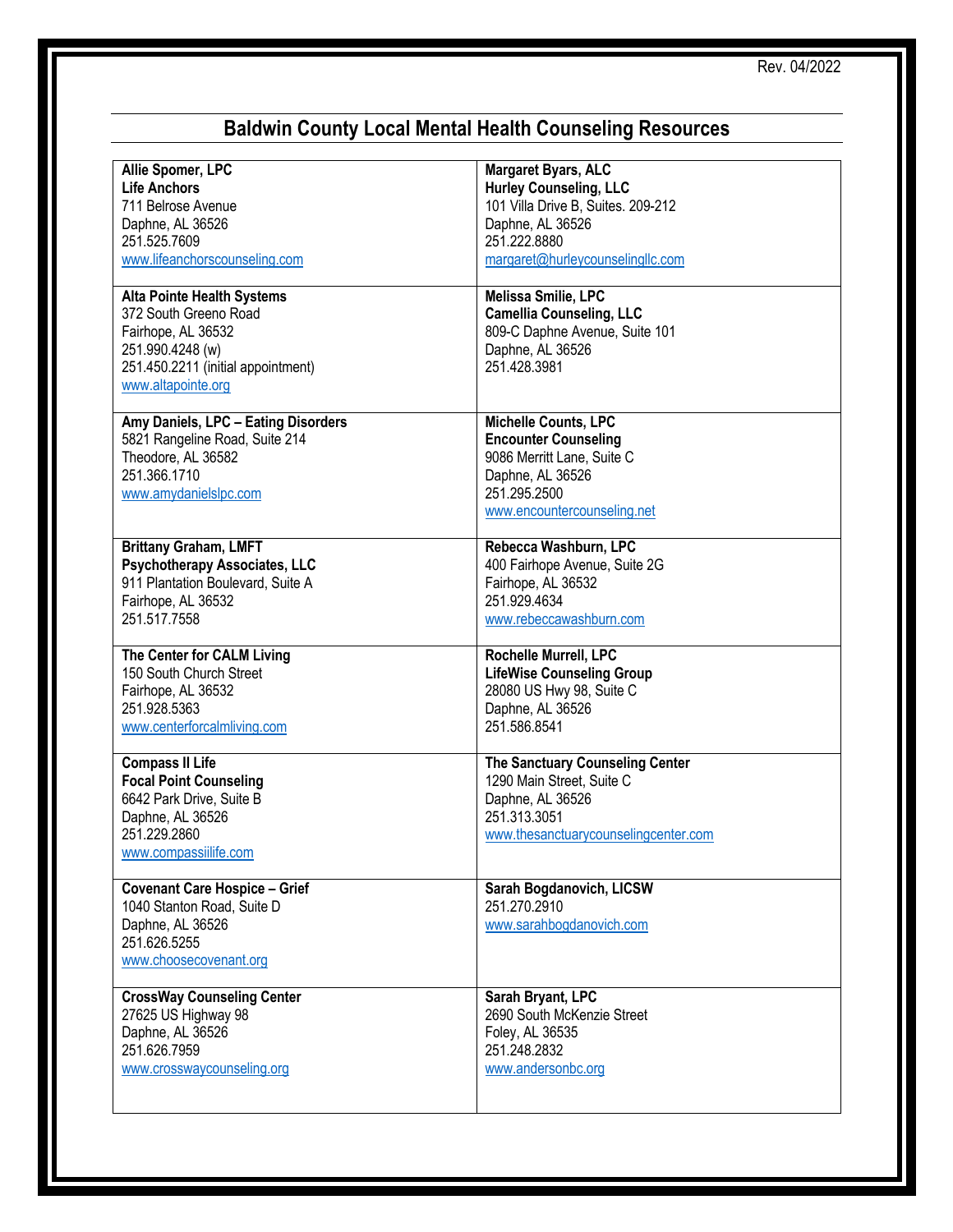Rev. 04/2022

# Baldwin County Local Mental Health Counseling Resources

| | |
|---|---|
| **Allie Spomer, LPC**<br>**Life Anchors**<br>711 Belrose Avenue<br>Daphne, AL 36526<br>251.525.7609<br>www.lifeanchorscounseling.com | **Margaret Byars, ALC**<br>**Hurley Counseling, LLC**<br>101 Villa Drive B, Suites. 209-212<br>Daphne, AL 36526<br>251.222.8880<br>margaret@hurleycounselingllc.com |
| **Alta Pointe Health Systems**<br>372 South Greeno Road<br>Fairhope, AL 36532<br>251.990.4248 (w)<br>251.450.2211 (initial appointment)<br>www.altapointe.org | **Melissa Smilie, LPC**<br>**Camellia Counseling, LLC**<br>809-C Daphne Avenue, Suite 101<br>Daphne, AL 36526<br>251.428.3981 |
| **Amy Daniels, LPC – Eating Disorders**<br>5821 Rangeline Road, Suite 214<br>Theodore, AL 36582<br>251.366.1710<br>www.amydanielslpc.com | **Michelle Counts, LPC**<br>**Encounter Counseling**<br>9086 Merritt Lane, Suite C<br>Daphne, AL 36526<br>251.295.2500<br>www.encountercounseling.net |
| **Brittany Graham, LMFT**<br>**Psychotherapy Associates, LLC**<br>911 Plantation Boulevard, Suite A<br>Fairhope, AL 36532<br>251.517.7558 | **Rebecca Washburn, LPC**<br>400 Fairhope Avenue, Suite 2G<br>Fairhope, AL 36532<br>251.929.4634<br>www.rebeccawashburn.com |
| **The Center for CALM Living**<br>150 South Church Street<br>Fairhope, AL 36532<br>251.928.5363<br>www.centerforcalmliving.com | **Rochelle Murrell, LPC**<br>**LifeWise Counseling Group**<br>28080 US Hwy 98, Suite C<br>Daphne, AL 36526<br>251.586.8541 |
| **Compass II Life**<br>**Focal Point Counseling**<br>6642 Park Drive, Suite B<br>Daphne, AL 36526<br>251.229.2860<br>www.compassiilife.com | **The Sanctuary Counseling Center**<br>1290 Main Street, Suite C<br>Daphne, AL 36526<br>251.313.3051<br>www.thesanctuarycounselingcenter.com |
| **Covenant Care Hospice – Grief**<br>1040 Stanton Road, Suite D<br>Daphne, AL 36526<br>251.626.5255<br>www.choosecovenant.org | **Sarah Bogdanovich, LICSW**<br>251.270.2910<br>www.sarahbogdanovich.com |
| **CrossWay Counseling Center**<br>27625 US Highway 98<br>Daphne, AL 36526<br>251.626.7959<br>www.crosswaycounseling.org | **Sarah Bryant, LPC**<br>2690 South McKenzie Street<br>Foley, AL 36535<br>251.248.2832<br>www.andersonbc.org |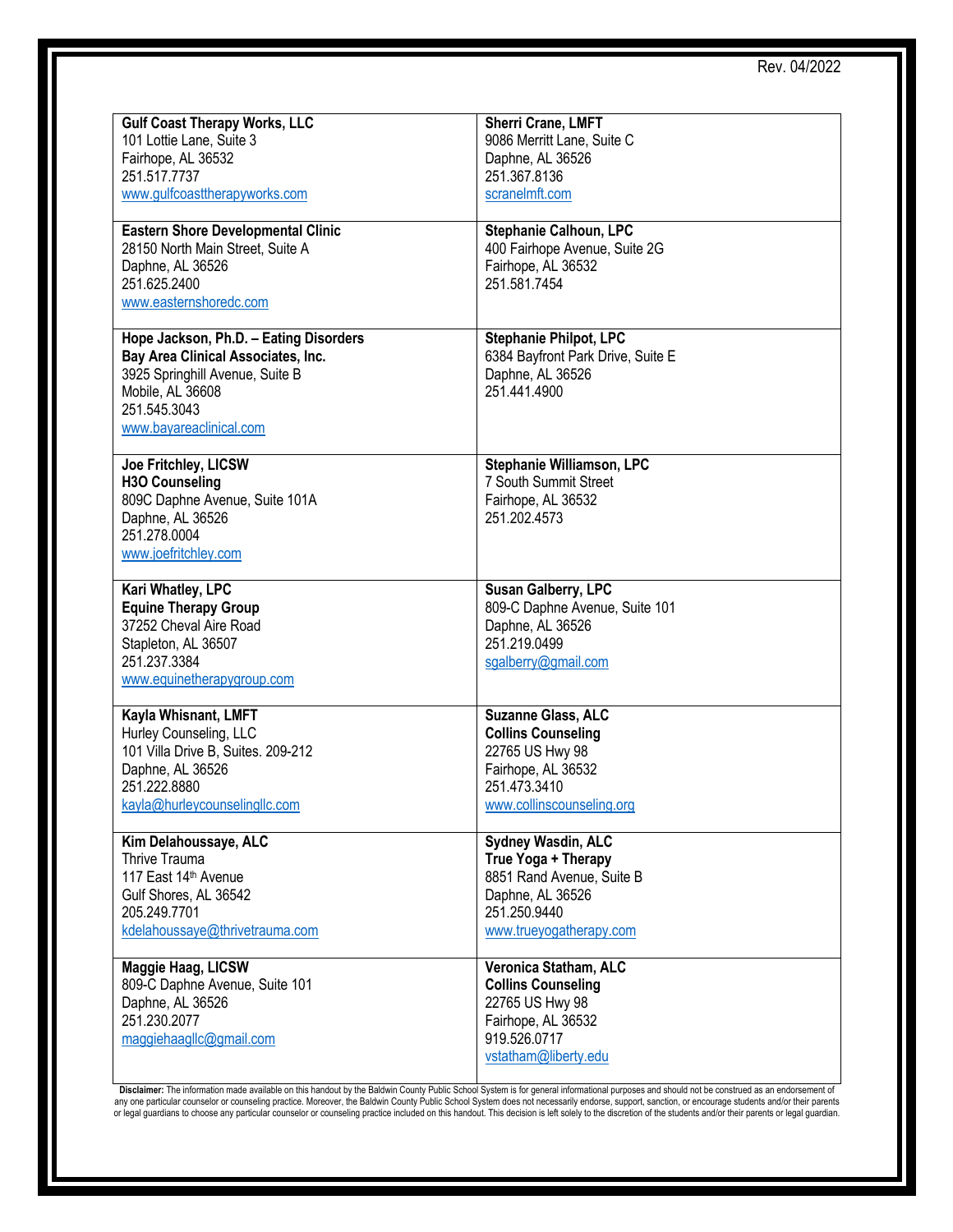Rev. 04/2022

| | |
|---|---|
| **Gulf Coast Therapy Works, LLC**<br>101 Lottie Lane, Suite 3<br>Fairhope, AL 36532<br>251.517.7737<br>www.gulfcoasttherapyworks.com | **Sherri Crane, LMFT**<br>9086 Merritt Lane, Suite C<br>Daphne, AL 36526<br>251.367.8136<br>scranelmft.com |
| **Eastern Shore Developmental Clinic**<br>28150 North Main Street, Suite A<br>Daphne, AL 36526<br>251.625.2400<br>www.easternshoredc.com | **Stephanie Calhoun, LPC**<br>400 Fairhope Avenue, Suite 2G<br>Fairhope, AL 36532<br>251.581.7454 |
| **Hope Jackson, Ph.D. – Eating Disorders**<br>**Bay Area Clinical Associates, Inc.**<br>3925 Springhill Avenue, Suite B<br>Mobile, AL 36608<br>251.545.3043<br>www.bayareaclinical.com | **Stephanie Philpot, LPC**<br>6384 Bayfront Park Drive, Suite E<br>Daphne, AL 36526<br>251.441.4900 |
| **Joe Fritchley, LICSW**<br>**H3O Counseling**<br>809C Daphne Avenue, Suite 101A<br>Daphne, AL 36526<br>251.278.0004<br>www.joefritchley.com | **Stephanie Williamson, LPC**<br>7 South Summit Street<br>Fairhope, AL 36532<br>251.202.4573 |
| **Kari Whatley, LPC**<br>**Equine Therapy Group**<br>37252 Cheval Aire Road<br>Stapleton, AL 36507<br>251.237.3384<br>www.equinetherapygroup.com | **Susan Galberry, LPC**<br>809-C Daphne Avenue, Suite 101<br>Daphne, AL 36526<br>251.219.0499<br>sgalberry@gmail.com |
| **Kayla Whisnant, LMFT**<br>Hurley Counseling, LLC<br>101 Villa Drive B, Suites. 209-212<br>Daphne, AL 36526<br>251.222.8880<br>kayla@hurleycounselingllc.com | **Suzanne Glass, ALC**<br>**Collins Counseling**<br>22765 US Hwy 98<br>Fairhope, AL 36532<br>251.473.3410<br>www.collinscounseling.org |
| **Kim Delahoussaye, ALC**<br>Thrive Trauma<br>117 East 14th Avenue<br>Gulf Shores, AL 36542<br>205.249.7701<br>kdelahoussaye@thrivetrauma.com | **Sydney Wasdin, ALC**<br>**True Yoga + Therapy**<br>8851 Rand Avenue, Suite B<br>Daphne, AL 36526<br>251.250.9440<br>www.trueyogatherapy.com |
| **Maggie Haag, LICSW**<br>809-C Daphne Avenue, Suite 101<br>Daphne, AL 36526<br>251.230.2077<br>maggiehaagllc@gmail.com | **Veronica Statham, ALC**<br>**Collins Counseling**<br>22765 US Hwy 98<br>Fairhope, AL 36532<br>919.526.0717<br>vstatham@liberty.edu |

**Disclaimer:** The information made available on this handout by the Baldwin County Public School System is for general informational purposes and should not be construed as an endorsement of any one particular counselor or counseling practice. Moreover, the Baldwin County Public School System does not necessarily endorse, support, sanction, or encourage students and/or their parents or legal guardians to choose any particular counselor or counseling practice included on this handout. This decision is left solely to the discretion of the students and/or their parents or legal guardian.